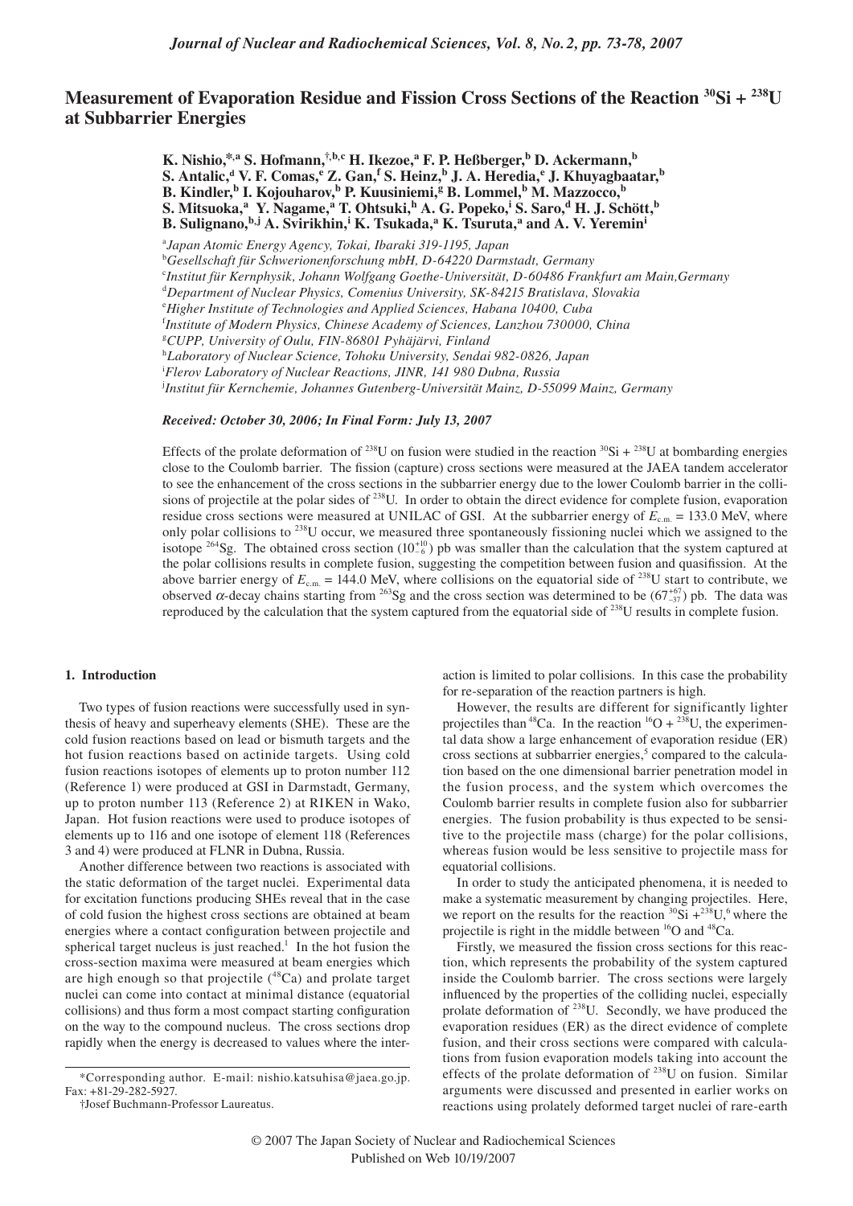# Measurement of Evaporation Residue and Fission Cross Sections of the Reaction $^{30}$Si + $^{238}$U at Subbarrier Energies

**K. Nishio,\*[a] S. Hofmann,†[b,c] H. Ikezoe,[a] F. P. Heßberger,[b] D. Ackermann,[b] S. Antalic,[d] V. F. Comas,[e] Z. Gan,[f] S. Heinz,[b] J. A. Heredia,[e] J. Khuyagbaatar,[b] B. Kindler,[b] I. Kojouharov,[b] P. Kuusiniemi,[g] B. Lommel,[b] M. Mazzocco,[b] S. Mitsuoka,[a] Y. Nagame,[a] T. Ohtsuki,[h] A. G. Popeko,[i] S. Saro,[d] H. J. Schött,[b] B. Sulignano,[b,j] A. Svirikhin,[i] K. Tsukada,[a] K. Tsuruta,[a] and A. V. Yeremin[i]**

[a] *Japan Atomic Energy Agency, Tokai, Ibaraki 319-1195, Japan*
[b] *Gesellschaft für Schwerionenforschung mbH, D-64220 Darmstadt, Germany*
[c] *Institut für Kernphysik, Johann Wolfgang Goethe-Universität, D-60486 Frankfurt am Main,Germany*
[d] *Department of Nuclear Physics, Comenius University, SK-84215 Bratislava, Slovakia*
[e] *Higher Institute of Technologies and Applied Sciences, Habana 10400, Cuba*
[f] *Institute of Modern Physics, Chinese Academy of Sciences, Lanzhou 730000, China*
[g] *CUPP, University of Oulu, FIN-86801 Pyhäjärvi, Finland*
[h] *Laboratory of Nuclear Science, Tohoku University, Sendai 982-0826, Japan*
[i] *Flerov Laboratory of Nuclear Reactions, JINR, 141 980 Dubna, Russia*
[j] *Institut für Kernchemie, Johannes Gutenberg-Universität Mainz, D-55099 Mainz, Germany*

***Received: October 30, 2006; In Final Form: July 13, 2007***

Effects of the prolate deformation of $^{238}$U on fusion were studied in the reaction $^{30}$Si + $^{238}$U at bombarding energies close to the Coulomb barrier. The fission (capture) cross sections were measured at the JAEA tandem accelerator to see the enhancement of the cross sections in the subbarrier energy due to the lower Coulomb barrier in the collisions of projectile at the polar sides of $^{238}$U. In order to obtain the direct evidence for complete fusion, evaporation residue cross sections were measured at UNILAC of GSI. At the subbarrier energy of $E_{c.m.}$ = 133.0 MeV, where only polar collisions to $^{238}$U occur, we measured three spontaneously fissioning nuclei which we assigned to the isotope $^{264}$Sg. The obtained cross section ($10^{+10}_{-6}$) pb was smaller than the calculation that the system captured at the polar collisions results in complete fusion, suggesting the competition between fusion and quasifission. At the above barrier energy of $E_{c.m.}$ = 144.0 MeV, where collisions on the equatorial side of $^{238}$U start to contribute, we observed $\alpha$-decay chains starting from $^{263}$Sg and the cross section was determined to be ($67^{+67}_{-37}$) pb. The data was reproduced by the calculation that the system captured from the equatorial side of $^{238}$U results in complete fusion.

## 1. Introduction

Two types of fusion reactions were successfully used in synthesis of heavy and superheavy elements (SHE). These are the cold fusion reactions based on lead or bismuth targets and the hot fusion reactions based on actinide targets. Using cold fusion reactions isotopes of elements up to proton number 112 (Reference 1) were produced at GSI in Darmstadt, Germany, up to proton number 113 (Reference 2) at RIKEN in Wako, Japan. Hot fusion reactions were used to produce isotopes of elements up to 116 and one isotope of element 118 (References 3 and 4) were produced at FLNR in Dubna, Russia.

Another difference between two reactions is associated with the static deformation of the target nuclei. Experimental data for excitation functions producing SHEs reveal that in the case of cold fusion the highest cross sections are obtained at beam energies where a contact configuration between projectile and spherical target nucleus is just reached.[1] In the hot fusion the cross-section maxima were measured at beam energies which are high enough so that projectile ($^{48}$Ca) and prolate target nuclei can come into contact at minimal distance (equatorial collisions) and thus form a most compact starting configuration on the way to the compound nucleus. The cross sections drop rapidly when the energy is decreased to values where the interaction is limited to polar collisions. In this case the probability for re-separation of the reaction partners is high.

However, the results are different for significantly lighter projectiles than $^{48}$Ca. In the reaction $^{16}$O + $^{238}$U, the experimental data show a large enhancement of evaporation residue (ER) cross sections at subbarrier energies,[5] compared to the calculation based on the one dimensional barrier penetration model in the fusion process, and the system which overcomes the Coulomb barrier results in complete fusion also for subbarrier energies. The fusion probability is thus expected to be sensitive to the projectile mass (charge) for the polar collisions, whereas fusion would be less sensitive to projectile mass for equatorial collisions.

In order to study the anticipated phenomena, it is needed to make a systematic measurement by changing projectiles. Here, we report on the results for the reaction $^{30}$Si + $^{238}$U,[6] where the projectile is right in the middle between $^{16}$O and $^{48}$Ca.

Firstly, we measured the fission cross sections for this reaction, which represents the probability of the system captured inside the Coulomb barrier. The cross sections were largely influenced by the properties of the colliding nuclei, especially prolate deformation of $^{238}$U. Secondly, we have produced the evaporation residues (ER) as the direct evidence of complete fusion, and their cross sections were compared with calculations from fusion evaporation models taking into account the effects of the prolate deformation of $^{238}$U on fusion. Similar arguments were discussed and presented in earlier works on reactions using prolately deformed target nuclei of rare-earth

\*Corresponding author. E-mail: nishio.katsuhisa@jaea.go.jp. Fax: +81-29-282-5927.

†Josef Buchmann-Professor Laureatus.

© 2007 The Japan Society of Nuclear and Radiochemical Sciences
Published on Web 10/19/2007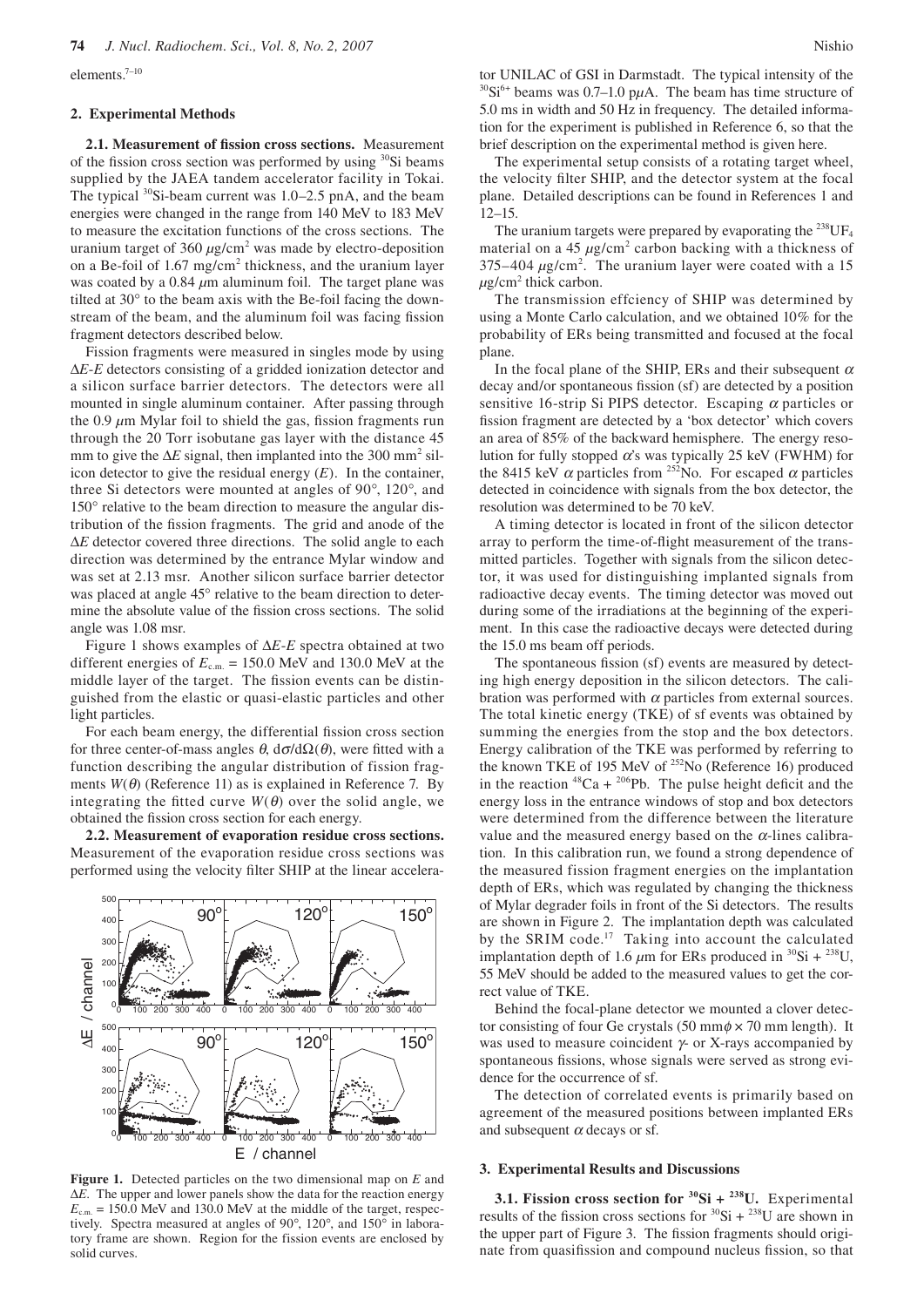elements.[7–10]

## 2. Experimental Methods

**2.1. Measurement of fission cross sections.** Measurement of the fission cross section was performed by using $^{30}$Si beams supplied by the JAEA tandem accelerator facility in Tokai. The typical $^{30}$Si-beam current was 1.0–2.5 pnA, and the beam energies were changed in the range from 140 MeV to 183 MeV to measure the excitation functions of the cross sections. The uranium target of 360 $\mu$g/cm$^2$ was made by electro-deposition on a Be-foil of 1.67 mg/cm$^2$ thickness, and the uranium layer was coated by a 0.84 $\mu$m aluminum foil. The target plane was tilted at 30° to the beam axis with the Be-foil facing the downstream of the beam, and the aluminum foil was facing fission fragment detectors described below.

Fission fragments were measured in singles mode by using $\Delta E$-$E$ detectors consisting of a gridded ionization detector and a silicon surface barrier detectors. The detectors were all mounted in single aluminum container. After passing through the 0.9 $\mu$m Mylar foil to shield the gas, fission fragments run through the 20 Torr isobutane gas layer with the distance 45 mm to give the $\Delta E$ signal, then implanted into the 300 mm$^2$ silicon detector to give the residual energy ($E$). In the container, three Si detectors were mounted at angles of 90°, 120°, and 150° relative to the beam direction to measure the angular distribution of the fission fragments. The grid and anode of the $\Delta E$ detector covered three directions. The solid angle to each direction was determined by the entrance Mylar window and was set at 2.13 msr. Another silicon surface barrier detector was placed at angle 45° relative to the beam direction to determine the absolute value of the fission cross sections. The solid angle was 1.08 msr.

Figure 1 shows examples of $\Delta E$-$E$ spectra obtained at two different energies of $E_{c.m.}$ = 150.0 MeV and 130.0 MeV at the middle layer of the target. The fission events can be distinguished from the elastic or quasi-elastic particles and other light particles.

For each beam energy, the differential fission cross section for three center-of-mass angles $\theta$, $d\sigma/d\Omega(\theta)$, were fitted with a function describing the angular distribution of fission fragments $W(\theta)$ (Reference 11) as is explained in Reference 7. By integrating the fitted curve $W(\theta)$ over the solid angle, we obtained the fission cross section for each energy.

**2.2. Measurement of evaporation residue cross sections.** Measurement of the evaporation residue cross sections was performed using the velocity filter SHIP at the linear accelerator UNILAC of GSI in Darmstadt. The typical intensity of the $^{30}$Si$^{6+}$ beams was 0.7–1.0 p$\mu$A. The beam has time structure of 5.0 ms in width and 50 Hz in frequency. The detailed information for the experiment is published in Reference 6, so that the brief description on the experimental method is given here.

The experimental setup consists of a rotating target wheel, the velocity filter SHIP, and the detector system at the focal plane. Detailed descriptions can be found in References 1 and 12–15.

The uranium targets were prepared by evaporating the $^{238}$UF$_4$ material on a 45 $\mu$g/cm$^2$ carbon backing with a thickness of 375–404 $\mu$g/cm$^2$. The uranium layer were coated with a 15 $\mu$g/cm$^2$ thick carbon.

The transmission effciency of SHIP was determined by using a Monte Carlo calculation, and we obtained 10% for the probability of ERs being transmitted and focused at the focal plane.

In the focal plane of the SHIP, ERs and their subsequent $\alpha$ decay and/or spontaneous fission (sf) are detected by a position sensitive 16-strip Si PIPS detector. Escaping $\alpha$ particles or fission fragment are detected by a 'box detector' which covers an area of 85% of the backward hemisphere. The energy resolution for fully stopped $\alpha$'s was typically 25 keV (FWHM) for the 8415 keV $\alpha$ particles from $^{252}$No. For escaped $\alpha$ particles detected in coincidence with signals from the box detector, the resolution was determined to be 70 keV.

A timing detector is located in front of the silicon detector array to perform the time-of-flight measurement of the transmitted particles. Together with signals from the silicon detector, it was used for distinguishing implanted signals from radioactive decay events. The timing detector was moved out during some of the irradiations at the beginning of the experiment. In this case the radioactive decays were detected during the 15.0 ms beam off periods.

The spontaneous fission (sf) events are measured by detecting high energy deposition in the silicon detectors. The calibration was performed with $\alpha$ particles from external sources. The total kinetic energy (TKE) of sf events was obtained by summing the energies from the stop and the box detectors. Energy calibration of the TKE was performed by referring to the known TKE of 195 MeV of $^{252}$No (Reference 16) produced in the reaction $^{48}$Ca + $^{206}$Pb. The pulse height deficit and the energy loss in the entrance windows of stop and box detectors were determined from the difference between the literature value and the measured energy based on the $\alpha$-lines calibration. In this calibration run, we found a strong dependence of the measured fission fragment energies on the implantation depth of ERs, which was regulated by changing the thickness of Mylar degrader foils in front of the Si detectors. The results are shown in Figure 2. The implantation depth was calculated by the SRIM code.[17] Taking into account the calculated implantation depth of 1.6 $\mu$m for ERs produced in $^{30}$Si + $^{238}$U, 55 MeV should be added to the measured values to get the correct value of TKE.

Behind the focal-plane detector we mounted a clover detector consisting of four Ge crystals (50 mm$\phi$ × 70 mm length). It was used to measure coincident $\gamma$- or X-rays accompanied by spontaneous fissions, whose signals were served as strong evidence for the occurrence of sf.

The detection of correlated events is primarily based on agreement of the measured positions between implanted ERs and subsequent $\alpha$ decays or sf.

ΔE / channel
E / channel
90°
120°
150°
90°
120°
150°

**Figure 1.** Detected particles on the two dimensional map on $E$ and $\Delta E$. The upper and lower panels show the data for the reaction energy $E_{c.m.}$ = 150.0 MeV and 130.0 MeV at the middle of the target, respectively. Spectra measured at angles of 90°, 120°, and 150° in laboratory frame are shown. Region for the fission events are enclosed by solid curves.

## 3. Experimental Results and Discussions

**3.1. Fission cross section for $^{30}$Si + $^{238}$U.** Experimental results of the fission cross sections for $^{30}$Si + $^{238}$U are shown in the upper part of Figure 3. The fission fragments should originate from quasifission and compound nucleus fission, so that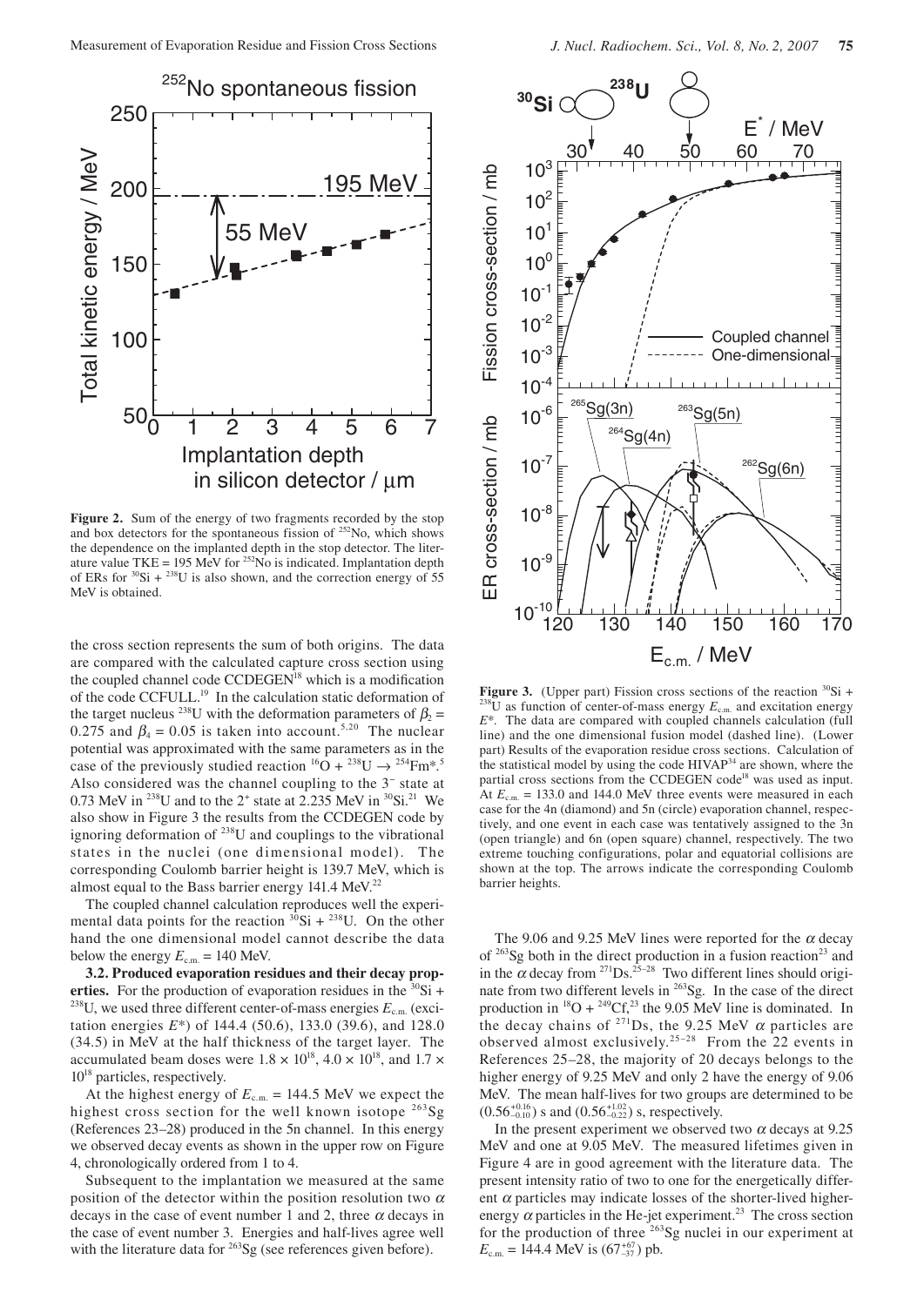252No spontaneous fission

Total kinetic energy / MeV

Implantation depth in silicon detector / μm

195 MeV

55 MeV

250
200
150
100
50
0 1 2 3 4 5 6 7

**Figure 2.** Sum of the energy of two fragments recorded by the stop and box detectors for the spontaneous fission of $^{252}$No, which shows the dependence on the implanted depth in the stop detector. The literature value TKE = 195 MeV for $^{252}$No is indicated. Implantation depth of ERs for $^{30}$Si + $^{238}$U is also shown, and the correction energy of 55 MeV is obtained.

the cross section represents the sum of both origins. The data are compared with the calculated capture cross section using the coupled channel code CCDEGEN[18] which is a modification of the code CCFULL.[19] In the calculation static deformation of the target nucleus $^{238}$U with the deformation parameters of $\beta_2$ = 0.275 and $\beta_4$ = 0.05 is taken into account.[5,20] The nuclear potential was approximated with the same parameters as in the case of the previously studied reaction $^{16}$O + $^{238}$U → $^{254}$Fm*.[5] Also considered was the channel coupling to the 3⁻ state at 0.73 MeV in $^{238}$U and to the 2⁺ state at 2.235 MeV in $^{30}$Si.[21] We also show in Figure 3 the results from the CCDEGEN code by ignoring deformation of $^{238}$U and couplings to the vibrational states in the nuclei (one dimensional model). The corresponding Coulomb barrier height is 139.7 MeV, which is almost equal to the Bass barrier energy 141.4 MeV.[22]

The coupled channel calculation reproduces well the experimental data points for the reaction $^{30}$Si + $^{238}$U. On the other hand the one dimensional model cannot describe the data below the energy $E_{c.m.}$ = 140 MeV.

**3.2. Produced evaporation residues and their decay properties.** For the production of evaporation residues in the $^{30}$Si + $^{238}$U, we used three different center-of-mass energies $E_{c.m.}$ (excitation energies $E^*$) of 144.4 (50.6), 133.0 (39.6), and 128.0 (34.5) in MeV at the half thickness of the target layer. The accumulated beam doses were $1.8 \times 10^{18}$, $4.0 \times 10^{18}$, and $1.7 \times 10^{18}$ particles, respectively.

At the highest energy of $E_{c.m.}$ = 144.5 MeV we expect the highest cross section for the well known isotope $^{263}$Sg (References 23–28) produced in the 5n channel. In this energy we observed decay events as shown in the upper row on Figure 4, chronologically ordered from 1 to 4.

Subsequent to the implantation we measured at the same position of the detector within the position resolution two $\alpha$ decays in the case of event number 1 and 2, three $\alpha$ decays in the case of event number 3. Energies and half-lives agree well with the literature data for $^{263}$Sg (see references given before).

30Si 238U

E* / MeV
30 40 50 60 70

Fission cross-section / mb

Coupled channel
One-dimensional

ER cross-section / mb

265Sg(3n)
264Sg(4n)
263Sg(5n)
262Sg(6n)

120 130 140 150 160 170

$E_{c.m.}$ / MeV

**Figure 3.** (Upper part) Fission cross sections of the reaction $^{30}$Si + $^{238}$U as function of center-of-mass energy $E_{c.m.}$ and excitation energy $E^*$. The data are compared with coupled channels calculation (full line) and the one dimensional fusion model (dashed line). (Lower part) Results of the evaporation residue cross sections. Calculation of the statistical model by using the code HIVAP[34] are shown, where the partial cross sections from the CCDEGEN code[18] was used as input. At $E_{c.m.}$ = 133.0 and 144.0 MeV three events were measured in each case for the 4n (diamond) and 5n (circle) evaporation channel, respectively, and one event in each case was tentatively assigned to the 3n (open triangle) and 6n (open square) channel, respectively. The two extreme touching configurations, polar and equatorial collisions are shown at the top. The arrows indicate the corresponding Coulomb barrier heights.

The 9.06 and 9.25 MeV lines were reported for the $\alpha$ decay of $^{263}$Sg both in the direct production in a fusion reaction[23] and in the $\alpha$ decay from $^{271}$Ds.[25–28] Two different lines should originate from two different levels in $^{263}$Sg. In the case of the direct production in $^{18}$O + $^{249}$Cf,[23] the 9.05 MeV line is dominated. In the decay chains of $^{271}$Ds, the 9.25 MeV $\alpha$ particles are observed almost exclusively.[25–28] From the 22 events in References 25–28, the majority of 20 decays belongs to the higher energy of 9.25 MeV and only 2 have the energy of 9.06 MeV. The mean half-lives for two groups are determined to be $(0.56^{+0.16}_{-0.10})$ s and $(0.56^{+1.02}_{-0.22})$ s, respectively.

In the present experiment we observed two $\alpha$ decays at 9.25 MeV and one at 9.05 MeV. The measured lifetimes given in Figure 4 are in good agreement with the literature data. The present intensity ratio of two to one for the energetically different $\alpha$ particles may indicate losses of the shorter-lived higher-energy $\alpha$ particles in the He-jet experiment.[23] The cross section for the production of three $^{263}$Sg nuclei in our experiment at $E_{c.m.}$ = 144.4 MeV is $(67^{+67}_{-37})$ pb.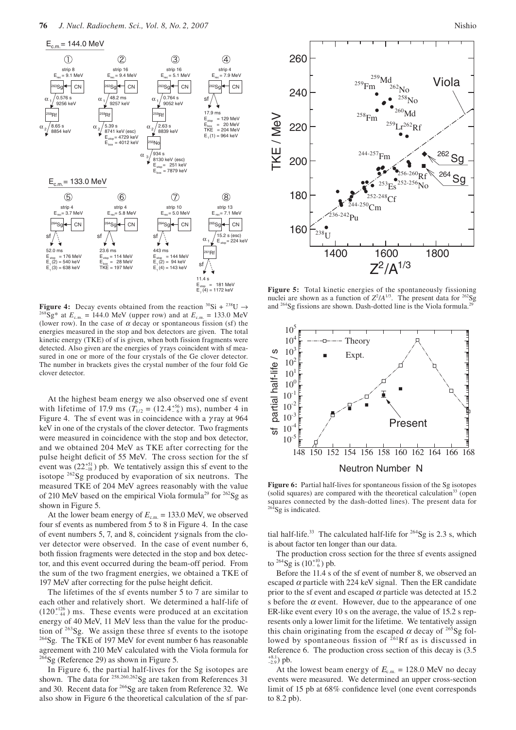$E_{c.m.}$ = 144.0 MeV

① strip 8, $E_{rec}$ = 9.1 MeV, $^{263}$Sg ← CN; $\alpha_1$ 0.576 s 9256 keV; $^{259}$Rf; $\alpha_2$ 8.65 s 8854 keV

② strip 16, $E_{rec}$ = 9.4 MeV, $^{263}$Sg ← CN; $\alpha_1$ 48.2 ms 9257 keV; $^{259}$Rf; $\alpha_2$ 5.39 s 8741 keV (esc) $E_{stop}$ = 4729 keV $E_{box}$ = 4012 keV

③ strip 16, $E_{rec}$ = 5.1 MeV, $^{263}$Sg ← CN; $\alpha_1$ 0.764 s 9052 keV; $^{259}$Rf; $\alpha_2$ 2.63 s 8839 keV; $^{255}$No; $\alpha_3$ 934 s 8130 keV (esc) $E_{stop}$ = 251 keV $E_{box}$ = 7879 keV

④ strip 4, $E_{rec}$ = 7.9 MeV, $^{262}$Sg ← CN; sf 17.9 ms $E_{stop}$ = 129 MeV $E_{box}$ = 20 MeV TKE = 204 MeV $E_\gamma(1)$ = 964 keV

$E_{c.m.}$ = 133.0 MeV

⑤ strip 4, $E_{rec}$ = 3.7 MeV, $^{264}$Sg ← CN; sf 52.0 ms $E_{stop}$ = 176 MeV $E_\gamma(2)$ = 540 keV $E_\gamma(3)$ = 638 keV

⑥ strip 4, $E_{rec}$ = 5.8 MeV, $^{264}$Sg ← CN; sf 23.6 ms $E_{stop}$ = 114 MeV $E_{box}$ = 28 MeV TKE = 197 MeV

⑦ strip 10, $E_{rec}$ = 5.0 MeV, $^{264}$Sg ← CN; sf 443 ms $E_{stop}$ = 144 MeV $E_\gamma(2)$ = 94 keV $E_\gamma(4)$ = 143 keV

⑧ strip 13, $E_{rec}$ = 7.1 MeV, $^{265}$Sg ← CN; $\alpha_1$ 15.2 s (esc) $E_{stop}$ = 224 keV; $^{261}$Rf; sf 11.4 s $E_{stop}$ = 181 MeV $E_\gamma(4)$ = 1172 keV

**Figure 4:** Decay events obtained from the reaction $^{30}$Si + $^{238}$U → $^{268}$Sg* at $E_{c.m.}$ = 144.0 MeV (upper row) and at $E_{c.m.}$ = 133.0 MeV (lower row). In the case of $\alpha$ decay or spontaneous fission (sf) the energies measured in the stop and box detectors are given. The total kinetic energy (TKE) of sf is given, when both fission fragments were detected. Also given are the energies of $\gamma$ rays coincident with sf measured in one or more of the four crystals of the Ge clover detector. The number in brackets gives the crystal number of the four fold Ge clover detector.

At the highest beam energy we also observed one sf event with lifetime of 17.9 ms ($T_{1/2}$ = $(12.4^{+56}_{-6})$ ms), number 4 in Figure 4. The sf event was in coincidence with a $\gamma$ ray at 964 keV in one of the crystals of the clover detector. Two fragments were measured in coincidence with the stop and box detector, and we obtained 204 MeV as TKE after correcting for the pulse height deficit of 55 MeV. The cross section for the sf event was $(22^{+51}_{-18})$ pb. We tentatively assign this sf event to the isotope $^{262}$Sg produced by evaporation of six neutrons. The measured TKE of 204 MeV agrees reasonably with the value of 210 MeV based on the empirical Viola formula[29] for $^{262}$Sg as shown in Figure 5.

At the lower beam energy of $E_{c.m.}$ = 133.0 MeV, we observed four sf events as numbered from 5 to 8 in Figure 4. In the case of event numbers 5, 7, and 8, coincident $\gamma$ signals from the clover detector were observed. In the case of event number 6, both fission fragments were detected in the stop and box detector, and this event occurred during the beam-off period. From the sum of the two fragment energies, we obtained a TKE of 197 MeV after correcting for the pulse height deficit.

The lifetimes of the sf events number 5 to 7 are similar to each other and relatively short. We determined a half-life of $(120^{+126}_{-44})$ ms. These events were produced at an excitation energy of 40 MeV, 11 MeV less than the value for the production of $^{263}$Sg. We assign these three sf events to the isotope $^{264}$Sg. The TKE of 197 MeV for event number 6 has reasonable agreement with 210 MeV calculated with the Viola formula for $^{264}$Sg (Reference 29) as shown in Figure 5.

In Figure 6, the partial half-lives for the Sg isotopes are shown. The data for $^{258,260,262}$Sg are taken from References 31 and 30. Recent data for $^{266}$Sg are taken from Reference 32. We also show in Figure 6 the theoretical calculation of the sf partial half-life.[33] The calculated half-life for $^{264}$Sg is 2.3 s, which is about factor ten longer than our data.

TKE / MeV
$Z^2/A^{1/3}$
Viola
$^{259}$Md, $^{259}$Fm, $^{262}$No, $^{258}$No, $^{260}$Md, $^{258}$Fm, $^{259}$Lr, $^{262}$Rf, $^{244-257}$Fm, $^{262}$Sg, $^{264}$Sg, $^{256-260}$Rf, $^{253}$Es, $^{252-256}$No, $^{252-248}$Cf, $^{244-250}$Cm, $^{236-242}$Pu, $^{238}$U

**Figure 5:** Total kinetic energies of the spontaneously fissioning nuclei are shown as a function of $Z^2/A^{1/3}$. The present data for $^{262}$Sg and $^{264}$Sg fissions are shown. Dash-dotted line is the Viola formula.[29]

sf partial half-life / s
Neutron Number N
Theory
Expt.
Present

**Figure 6:** Partial half-lives for spontaneous fission of the Sg isotopes (solid squares) are compared with the theoretical calculation[33] (open squares connected by the dash-dotted lines). The present data for $^{264}$Sg is indicated.

The production cross section for the three sf events assigned to $^{264}$Sg is $(10^{+10}_{-6})$ pb.

Before the 11.4 s of the sf event of number 8, we observed an escaped $\alpha$ particle with 224 keV signal. Then the ER candidate prior to the sf event and escaped $\alpha$ particle was detected at 15.2 s before the $\alpha$ event. However, due to the appearance of one ER-like event every 10 s on the average, the value of 15.2 s represents only a lower limit for the lifetime. We tentatively assign this chain originating from the escaped $\alpha$ decay of $^{265}$Sg followed by spontaneous fission of $^{261}$Rf as is discussed in Reference 6. The production cross section of this decay is $(3.5^{+8.1}_{-2.9})$ pb.

At the lowest beam energy of $E_{c.m.}$ = 128.0 MeV no decay events were measured. We determined an upper cross-section limit of 15 pb at 68% confidence level (one event corresponds to 8.2 pb).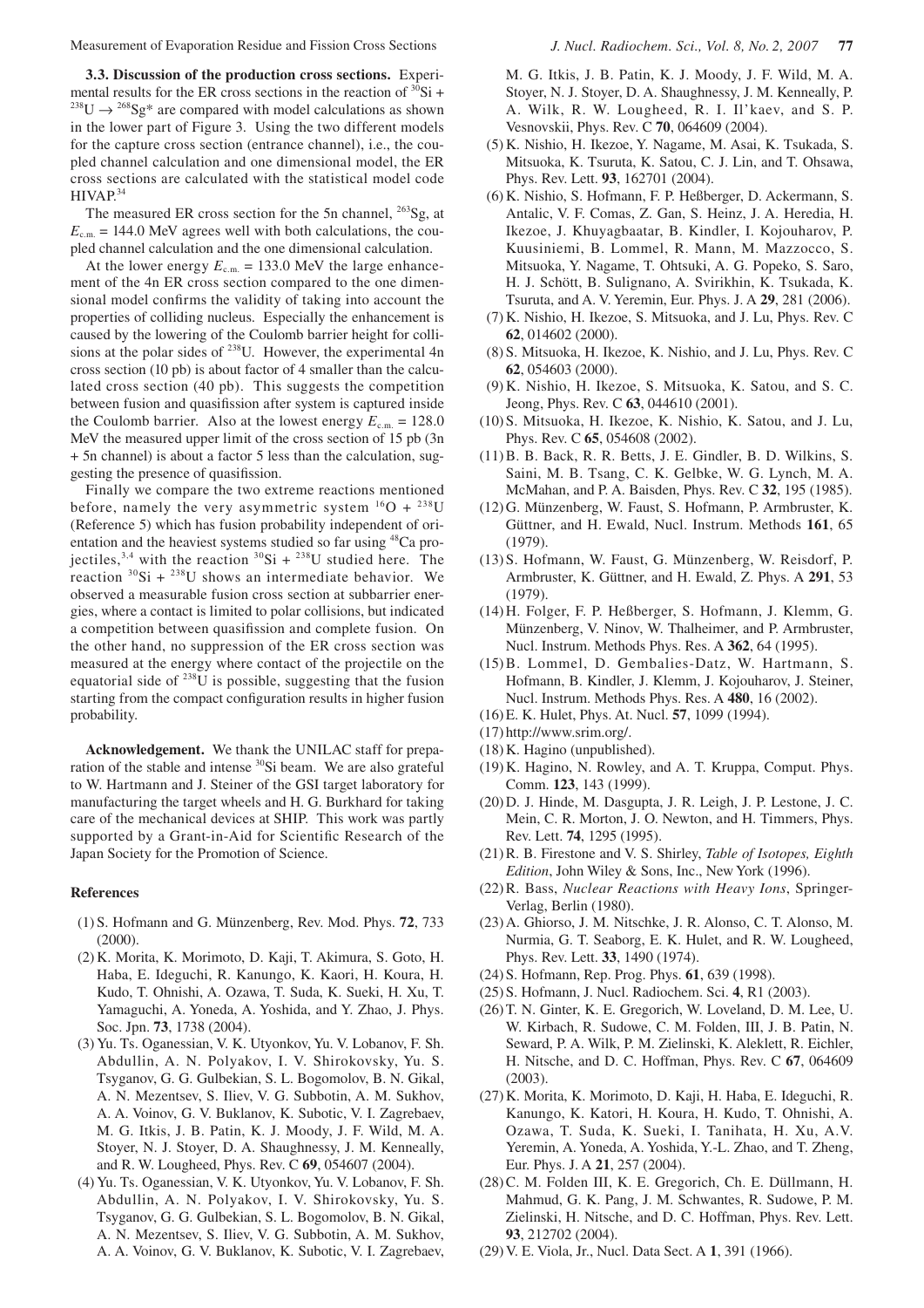**3.3. Discussion of the production cross sections.** Experimental results for the ER cross sections in the reaction of $^{30}Si$ + $^{238}U \rightarrow ^{268}Sg^*$ are compared with model calculations as shown in the lower part of Figure 3. Using the two different models for the capture cross section (entrance channel), i.e., the coupled channel calculation and one dimensional model, the ER cross sections are calculated with the statistical model code HIVAP.[34]

The measured ER cross section for the 5n channel, $^{263}Sg$, at $E_{c.m.}$ = 144.0 MeV agrees well with both calculations, the coupled channel calculation and the one dimensional calculation.

At the lower energy $E_{c.m.}$ = 133.0 MeV the large enhancement of the 4n ER cross section compared to the one dimensional model confirms the validity of taking into account the properties of colliding nucleus. Especially the enhancement is caused by the lowering of the Coulomb barrier height for collisions at the polar sides of $^{238}U$. However, the experimental 4n cross section (10 pb) is about factor of 4 smaller than the calculated cross section (40 pb). This suggests the competition between fusion and quasifission after system is captured inside the Coulomb barrier. Also at the lowest energy $E_{c.m.}$ = 128.0 MeV the measured upper limit of the cross section of 15 pb (3n + 5n channel) is about a factor 5 less than the calculation, suggesting the presence of quasifission.

Finally we compare the two extreme reactions mentioned before, namely the very asymmetric system $^{16}O$ + $^{238}U$ (Reference 5) which has fusion probability independent of orientation and the heaviest systems studied so far using $^{48}Ca$ projectiles,[3,4] with the reaction $^{30}Si$ + $^{238}U$ studied here. The reaction $^{30}Si$ + $^{238}U$ shows an intermediate behavior. We observed a measurable fusion cross section at subbarrier energies, where a contact is limited to polar collisions, but indicated a competition between quasifission and complete fusion. On the other hand, no suppression of the ER cross section was measured at the energy where contact of the projectile on the equatorial side of $^{238}U$ is possible, suggesting that the fusion starting from the compact configuration results in higher fusion probability.

**Acknowledgement.** We thank the UNILAC staff for preparation of the stable and intense $^{30}Si$ beam. We are also grateful to W. Hartmann and J. Steiner of the GSI target laboratory for manufacturing the target wheels and H. G. Burkhard for taking care of the mechanical devices at SHIP. This work was partly supported by a Grant-in-Aid for Scientific Research of the Japan Society for the Promotion of Science.

## References

(1) S. Hofmann and G. Münzenberg, Rev. Mod. Phys. **72**, 733 (2000).

(2) K. Morita, K. Morimoto, D. Kaji, T. Akimura, S. Goto, H. Haba, E. Ideguchi, R. Kanungo, K. Kaori, H. Koura, H. Kudo, T. Ohnishi, A. Ozawa, T. Suda, K. Sueki, H. Xu, T. Yamaguchi, A. Yoneda, A. Yoshida, and Y. Zhao, J. Phys. Soc. Jpn. **73**, 1738 (2004).

(3) Yu. Ts. Oganessian, V. K. Utyonkov, Yu. V. Lobanov, F. Sh. Abdullin, A. N. Polyakov, I. V. Shirokovsky, Yu. S. Tsyganov, G. G. Gulbekian, S. L. Bogomolov, B. N. Gikal, A. N. Mezentsev, S. Iliev, V. G. Subbotin, A. M. Sukhov, A. A. Voinov, G. V. Buklanov, K. Subotic, V. I. Zagrebaev, M. G. Itkis, J. B. Patin, K. J. Moody, J. F. Wild, M. A. Stoyer, N. J. Stoyer, D. A. Shaughnessy, J. M. Kenneally, and R. W. Lougheed, Phys. Rev. C **69**, 054607 (2004).

(4) Yu. Ts. Oganessian, V. K. Utyonkov, Yu. V. Lobanov, F. Sh. Abdullin, A. N. Polyakov, I. V. Shirokovsky, Yu. S. Tsyganov, G. G. Gulbekian, S. L. Bogomolov, B. N. Gikal, A. N. Mezentsev, S. Iliev, V. G. Subbotin, A. M. Sukhov, A. A. Voinov, G. V. Buklanov, K. Subotic, V. I. Zagrebaev, M. G. Itkis, J. B. Patin, K. J. Moody, J. F. Wild, M. A. Stoyer, N. J. Stoyer, D. A. Shaughnessy, J. M. Kenneally, P. A. Wilk, R. W. Lougheed, R. I. Il'kaev, and S. P. Vesnovskii, Phys. Rev. C **70**, 064609 (2004).

(5) K. Nishio, H. Ikezoe, Y. Nagame, M. Asai, K. Tsukada, S. Mitsuoka, K. Tsuruta, K. Satou, C. J. Lin, and T. Ohsawa, Phys. Rev. Lett. **93**, 162701 (2004).

(6) K. Nishio, S. Hofmann, F. P. Heßberger, D. Ackermann, S. Antalic, V. F. Comas, Z. Gan, S. Heinz, J. A. Heredia, H. Ikezoe, J. Khuyagbaatar, B. Kindler, I. Kojouharov, P. Kuusiniemi, B. Lommel, R. Mann, M. Mazzocco, S. Mitsuoka, Y. Nagame, T. Ohtsuki, A. G. Popeko, S. Saro, H. J. Schött, B. Sulignano, A. Svirikhin, K. Tsukada, K. Tsuruta, and A. V. Yeremin, Eur. Phys. J. A **29**, 281 (2006).

(7) K. Nishio, H. Ikezoe, S. Mitsuoka, and J. Lu, Phys. Rev. C **62**, 014602 (2000).

(8) S. Mitsuoka, H. Ikezoe, K. Nishio, and J. Lu, Phys. Rev. C **62**, 054603 (2000).

(9) K. Nishio, H. Ikezoe, S. Mitsuoka, K. Satou, and S. C. Jeong, Phys. Rev. C **63**, 044610 (2001).

(10) S. Mitsuoka, H. Ikezoe, K. Nishio, K. Satou, and J. Lu, Phys. Rev. C **65**, 054608 (2002).

(11) B. B. Back, R. R. Betts, J. E. Gindler, B. D. Wilkins, S. Saini, M. B. Tsang, C. K. Gelbke, W. G. Lynch, M. A. McMahan, and P. A. Baisden, Phys. Rev. C **32**, 195 (1985).

(12) G. Münzenberg, W. Faust, S. Hofmann, P. Armbruster, K. Güttner, and H. Ewald, Nucl. Instrum. Methods **161**, 65 (1979).

(13) S. Hofmann, W. Faust, G. Münzenberg, W. Reisdorf, P. Armbruster, K. Güttner, and H. Ewald, Z. Phys. A **291**, 53 (1979).

(14) H. Folger, F. P. Heßberger, S. Hofmann, J. Klemm, G. Münzenberg, V. Ninov, W. Thalheimer, and P. Armbruster, Nucl. Instrum. Methods Phys. Res. A **362**, 64 (1995).

(15) B. Lommel, D. Gembalies-Datz, W. Hartmann, S. Hofmann, B. Kindler, J. Klemm, J. Kojouharov, J. Steiner, Nucl. Instrum. Methods Phys. Res. A **480**, 16 (2002).

(16) E. K. Hulet, Phys. At. Nucl. **57**, 1099 (1994).

(17) http://www.srim.org/.

(18) K. Hagino (unpublished).

(19) K. Hagino, N. Rowley, and A. T. Kruppa, Comput. Phys. Comm. **123**, 143 (1999).

(20) D. J. Hinde, M. Dasgupta, J. R. Leigh, J. P. Lestone, J. C. Mein, C. R. Morton, J. O. Newton, and H. Timmers, Phys. Rev. Lett. **74**, 1295 (1995).

(21) R. B. Firestone and V. S. Shirley, *Table of Isotopes, Eighth Edition*, John Wiley & Sons, Inc., New York (1996).

(22) R. Bass, *Nuclear Reactions with Heavy Ions*, Springer-Verlag, Berlin (1980).

(23) A. Ghiorso, J. M. Nitschke, J. R. Alonso, C. T. Alonso, M. Nurmia, G. T. Seaborg, E. K. Hulet, and R. W. Lougheed, Phys. Rev. Lett. **33**, 1490 (1974).

(24) S. Hofmann, Rep. Prog. Phys. **61**, 639 (1998).

(25) S. Hofmann, J. Nucl. Radiochem. Sci. **4**, R1 (2003).

(26) T. N. Ginter, K. E. Gregorich, W. Loveland, D. M. Lee, U. W. Kirbach, R. Sudowe, C. M. Folden, III, J. B. Patin, N. Seward, P. A. Wilk, P. M. Zielinski, K. Aleklett, R. Eichler, H. Nitsche, and D. C. Hoffman, Phys. Rev. C **67**, 064609 (2003).

(27) K. Morita, K. Morimoto, D. Kaji, H. Haba, E. Ideguchi, R. Kanungo, K. Katori, H. Koura, H. Kudo, T. Ohnishi, A. Ozawa, T. Suda, K. Sueki, I. Tanihata, H. Xu, A.V. Yeremin, A. Yoneda, A. Yoshida, Y.-L. Zhao, and T. Zheng, Eur. Phys. J. A **21**, 257 (2004).

(28) C. M. Folden III, K. E. Gregorich, Ch. E. Düllmann, H. Mahmud, G. K. Pang, J. M. Schwantes, R. Sudowe, P. M. Zielinski, H. Nitsche, and D. C. Hoffman, Phys. Rev. Lett. **93**, 212702 (2004).

(29) V. E. Viola, Jr., Nucl. Data Sect. A **1**, 391 (1966).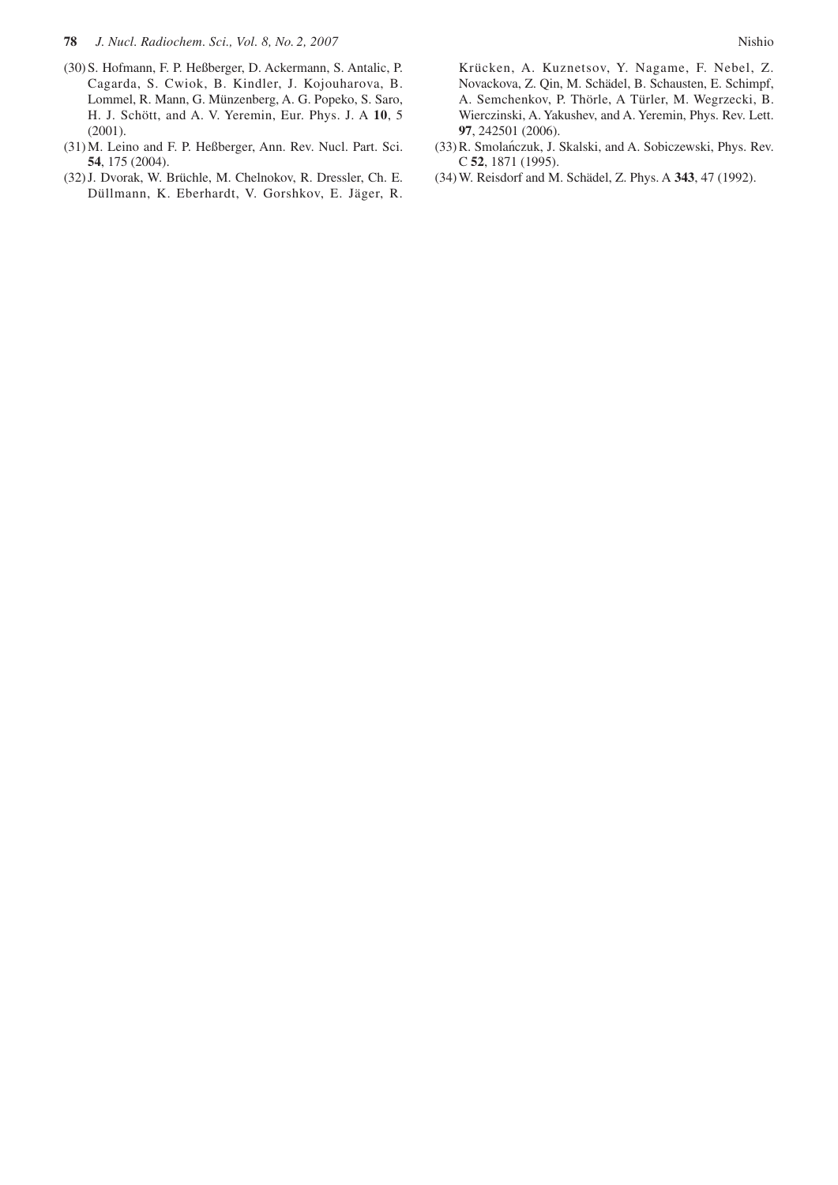(30) S. Hofmann, F. P. Heßberger, D. Ackermann, S. Antalic, P. Cagarda, S. Cwiok, B. Kindler, J. Kojouharova, B. Lommel, R. Mann, G. Münzenberg, A. G. Popeko, S. Saro, H. J. Schött, and A. V. Yeremin, Eur. Phys. J. A **10**, 5 (2001).

(31) M. Leino and F. P. Heßberger, Ann. Rev. Nucl. Part. Sci. **54**, 175 (2004).

(32) J. Dvorak, W. Brüchle, M. Chelnokov, R. Dressler, Ch. E. Düllmann, K. Eberhardt, V. Gorshkov, E. Jäger, R. Krücken, A. Kuznetsov, Y. Nagame, F. Nebel, Z. Novackova, Z. Qin, M. Schädel, B. Schausten, E. Schimpf, A. Semchenkov, P. Thörle, A Türler, M. Wegrzecki, B. Wierczinski, A. Yakushev, and A. Yeremin, Phys. Rev. Lett. **97**, 242501 (2006).

(33) R. Smolańczuk, J. Skalski, and A. Sobiczewski, Phys. Rev. C **52**, 1871 (1995).

(34) W. Reisdorf and M. Schädel, Z. Phys. A **343**, 47 (1992).